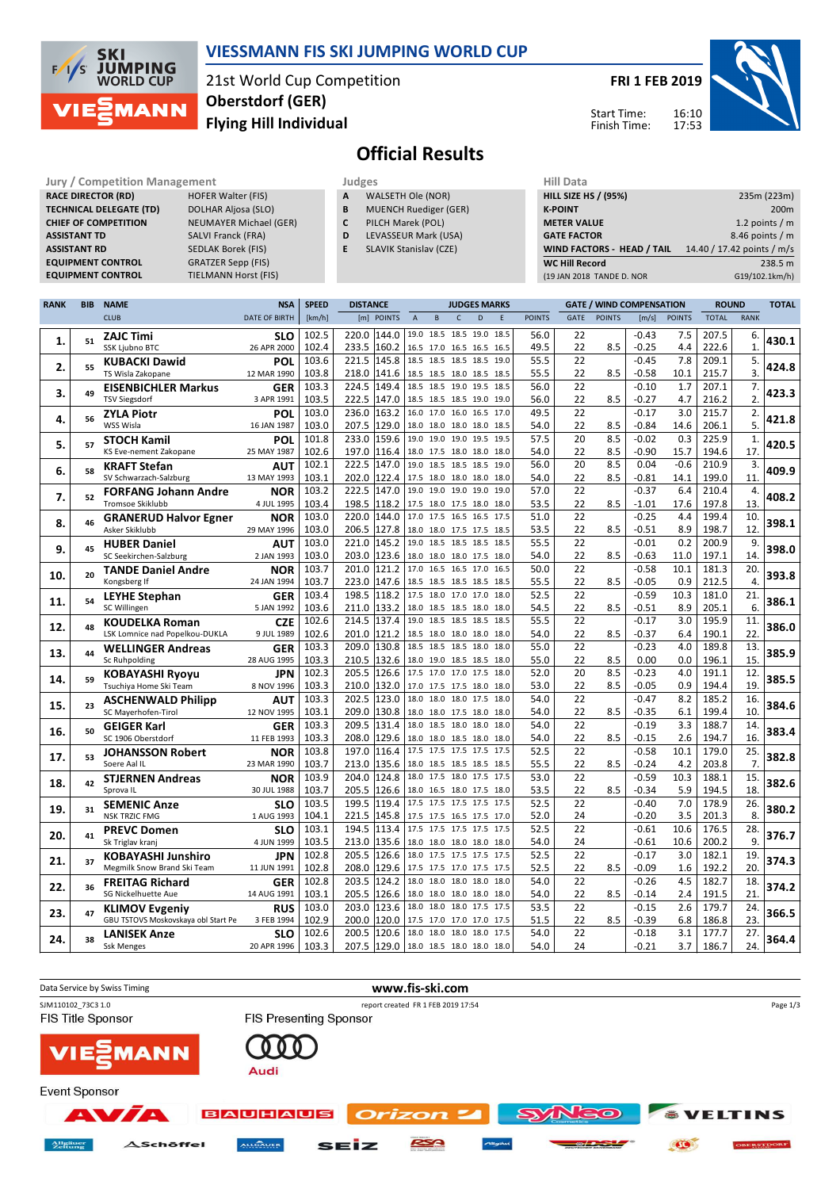# VIESSMANN FIS SKI JUMPING WORLD CUP

21st World Cup Competition
Oberstdorf (GER)
Flying Hill Individual

FRI 1 FEB 2019

Start Time: 16:10
Finish Time: 17:53

## Official Results

| Jury / Competition Management | |
|---|---|
| RACE DIRECTOR (RD) | HOFER Walter (FIS) |
| TECHNICAL DELEGATE (TD) | DOLHAR Aljosa (SLO) |
| CHIEF OF COMPETITION | NEUMAYER Michael (GER) |
| ASSISTANT TD | SALVI Franck (FRA) |
| ASSISTANT RD | SEDLAK Borek (FIS) |
| EQUIPMENT CONTROL | GRATZER Sepp (FIS) |
| EQUIPMENT CONTROL | TIELMANN Horst (FIS) |

| Judges | |
|---|---|
| A | WALSETH Ole (NOR) |
| B | MUENCH Ruediger (GER) |
| C | PILCH Marek (POL) |
| D | LEVASSEUR Mark (USA) |
| E | SLAVIK Stanislav (CZE) |

| Hill Data | |
|---|---|
| HILL SIZE HS / (95%) | 235m (223m) |
| K-POINT | 200m |
| METER VALUE | 1.2 points / m |
| GATE FACTOR | 8.46 points / m |
| WIND FACTORS - HEAD / TAIL | 14.40 / 17.42 points / m/s |
| WC Hill Record | 238.5 m |
| (19 JAN 2018 TANDE D. NOR | G19/102.1km/h) |

| RANK | BIB | NAME / CLUB | NSA / DATE OF BIRTH | SPEED [km/h] | DISTANCE [m] | DISTANCE POINTS | A | B | C | D | E | JUDGES POINTS | GATE | GATE POINTS | WIND [m/s] | WIND POINTS | ROUND TOTAL | ROUND RANK | TOTAL |
|---|---|---|---|---|---|---|---|---|---|---|---|---|---|---|---|---|---|---|---|
| 1. | 51 | ZAJC Timi | SLO | 102.5 | 220.0 | 144.0 | 19.0 | 18.5 | 18.5 | 19.0 | 18.5 | 56.0 | 22 | | -0.43 | 7.5 | 207.5 | 6. | 430.1 |
| | | SSK Ljubno BTC | 26 APR 2000 | 102.4 | 233.5 | 160.2 | 16.5 | 17.0 | 16.5 | 16.5 | 16.5 | 49.5 | 22 | 8.5 | -0.25 | 4.4 | 222.6 | 1. | |
| 2. | 55 | KUBACKI Dawid | POL | 103.6 | 221.5 | 145.8 | 18.5 | 18.5 | 18.5 | 18.5 | 19.0 | 55.5 | 22 | | -0.45 | 7.8 | 209.1 | 5. | 424.8 |
| | | TS Wisla Zakopane | 12 MAR 1990 | 103.8 | 218.0 | 141.6 | 18.5 | 18.5 | 18.0 | 18.5 | 18.5 | 55.5 | 22 | 8.5 | -0.58 | 10.1 | 215.7 | 3. | |
| 3. | 49 | EISENBICHLER Markus | GER | 103.3 | 224.5 | 149.4 | 18.5 | 18.5 | 19.0 | 19.5 | 18.5 | 56.0 | 22 | | -0.10 | 1.7 | 207.1 | 7. | 423.3 |
| | | TSV Siegsdorf | 3 APR 1991 | 103.5 | 222.5 | 147.0 | 18.5 | 18.5 | 19.0 | 18.5 | 19.0 | 56.0 | 22 | 8.5 | -0.27 | 4.7 | 216.2 | 2. | |
| 4. | 56 | ZYLA Piotr | POL | 103.0 | 236.0 | 163.2 | 16.0 | 17.0 | 16.0 | 16.5 | 17.0 | 49.5 | 22 | | -0.17 | 3.0 | 215.7 | 2. | 421.8 |
| | | WSS Wisla | 16 JAN 1987 | 103.0 | 207.5 | 129.0 | 18.0 | 18.0 | 18.0 | 18.0 | 18.5 | 54.0 | 22 | 8.5 | -0.84 | 14.6 | 206.1 | 5. | |
| 5. | 57 | STOCH Kamil | POL | 101.8 | 233.0 | 159.6 | 19.0 | 19.0 | 19.0 | 19.5 | 19.5 | 57.5 | 20 | 8.5 | -0.02 | 0.3 | 225.9 | 1. | 420.5 |
| | | KS Eve-nement Zakopane | 25 MAY 1987 | 102.6 | 197.0 | 116.4 | 18.0 | 17.5 | 18.0 | 18.0 | 18.0 | 54.0 | 22 | 8.5 | -0.90 | 15.7 | 194.6 | 17. | |
| 6. | 58 | KRAFT Stefan | AUT | 102.1 | 222.5 | 147.0 | 19.0 | 18.5 | 18.5 | 18.5 | 19.0 | 56.0 | 20 | 8.5 | 0.04 | -0.6 | 210.9 | 3. | 409.9 |
| | | SV Schwarzach-Salzburg | 13 MAY 1993 | 103.1 | 202.0 | 122.4 | 17.5 | 18.0 | 18.0 | 18.0 | 18.0 | 54.0 | 22 | 8.5 | -0.81 | 14.1 | 199.0 | 11. | |
| 7. | 52 | FORFANG Johann Andre | NOR | 103.2 | 222.5 | 147.0 | 19.0 | 19.0 | 19.0 | 19.0 | 19.0 | 57.0 | 22 | | -0.37 | 6.4 | 210.4 | 4. | 408.2 |
| | | Tromsoe Skiklubb | 4 JUL 1995 | 103.4 | 198.5 | 118.2 | 17.5 | 18.0 | 17.5 | 18.0 | 18.0 | 53.5 | 22 | 8.5 | -1.01 | 17.6 | 197.8 | 13. | |
| 8. | 46 | GRANERUD Halvor Egner | NOR | 103.0 | 220.0 | 144.0 | 17.0 | 17.5 | 16.5 | 16.5 | 17.5 | 51.0 | 22 | | -0.25 | 4.4 | 199.4 | 10. | 398.1 |
| | | Asker Skiklubb | 29 MAY 1996 | 103.0 | 206.5 | 127.8 | 18.0 | 18.0 | 17.5 | 17.5 | 18.5 | 53.5 | 22 | 8.5 | -0.51 | 8.9 | 198.7 | 12. | |
| 9. | 45 | HUBER Daniel | AUT | 103.0 | 221.0 | 145.2 | 19.0 | 18.5 | 18.5 | 18.5 | 18.5 | 55.5 | 22 | | -0.01 | 0.2 | 200.9 | 9. | 398.0 |
| | | SC Seekirchen-Salzburg | 2 JAN 1993 | 103.0 | 203.0 | 123.6 | 18.0 | 18.0 | 18.0 | 17.5 | 18.0 | 54.0 | 22 | 8.5 | -0.63 | 11.0 | 197.1 | 14. | |
| 10. | 20 | TANDE Daniel Andre | NOR | 103.7 | 201.0 | 121.2 | 17.0 | 16.5 | 16.5 | 17.0 | 16.5 | 50.0 | 22 | | -0.58 | 10.1 | 181.3 | 20. | 393.8 |
| | | Kongsberg If | 24 JAN 1994 | 103.7 | 223.0 | 147.6 | 18.5 | 18.5 | 18.5 | 18.5 | 18.5 | 55.5 | 22 | 8.5 | -0.05 | 0.9 | 212.5 | 4. | |
| 11. | 54 | LEYHE Stephan | GER | 103.4 | 198.5 | 118.2 | 17.5 | 18.0 | 17.0 | 17.0 | 18.0 | 52.5 | 22 | | -0.59 | 10.3 | 181.0 | 21. | 386.1 |
| | | SC Willingen | 5 JAN 1992 | 103.6 | 211.0 | 133.2 | 18.0 | 18.5 | 18.5 | 18.0 | 18.0 | 54.5 | 22 | 8.5 | -0.51 | 8.9 | 205.1 | 6. | |
| 12. | 48 | KOUDELKA Roman | CZE | 102.6 | 214.5 | 137.4 | 19.0 | 18.5 | 18.5 | 18.5 | 18.5 | 55.5 | 22 | | -0.17 | 3.0 | 195.9 | 11. | 386.0 |
| | | LSK Lomnice nad Popelkou-DUKLA | 9 JUL 1989 | 102.6 | 201.0 | 121.2 | 18.5 | 18.0 | 18.0 | 18.0 | 18.0 | 54.0 | 22 | 8.5 | -0.37 | 6.4 | 190.1 | 22. | |
| 13. | 44 | WELLINGER Andreas | GER | 103.3 | 209.0 | 130.8 | 18.5 | 18.5 | 18.5 | 18.0 | 18.0 | 55.0 | 22 | | -0.23 | 4.0 | 189.8 | 13. | 385.9 |
| | | Sc Ruhpolding | 28 AUG 1995 | 103.3 | 210.5 | 132.6 | 18.0 | 19.0 | 18.5 | 18.5 | 18.0 | 55.0 | 22 | 8.5 | 0.00 | 0.0 | 196.1 | 15. | |
| 14. | 59 | KOBAYASHI Ryoyu | JPN | 102.3 | 205.5 | 126.6 | 17.5 | 17.0 | 17.0 | 17.5 | 18.0 | 52.0 | 20 | 8.5 | -0.23 | 4.0 | 191.1 | 12. | 385.5 |
| | | Tsuchiya Home Ski Team | 8 NOV 1996 | 103.3 | 210.0 | 132.0 | 17.0 | 17.5 | 17.5 | 18.0 | 18.0 | 53.0 | 22 | 8.5 | -0.05 | 0.9 | 194.4 | 19. | |
| 15. | 23 | ASCHENWALD Philipp | AUT | 103.3 | 202.5 | 123.0 | 18.0 | 18.0 | 18.0 | 17.5 | 18.0 | 54.0 | 22 | | -0.47 | 8.2 | 185.2 | 16. | 384.6 |
| | | SC Mayerhofen-Tirol | 12 NOV 1995 | 103.1 | 209.0 | 130.8 | 18.0 | 18.0 | 18.0 | 18.0 | 18.0 | 54.0 | 22 | 8.5 | -0.35 | 6.1 | 199.4 | 10. | |
| 16. | 50 | GEIGER Karl | GER | 103.3 | 209.5 | 131.4 | 18.0 | 18.5 | 18.0 | 18.0 | 18.0 | 54.0 | 22 | | -0.19 | 3.3 | 188.7 | 14. | 383.4 |
| | | SC 1906 Oberstdorf | 11 FEB 1993 | 103.3 | 208.0 | 129.6 | 18.0 | 18.0 | 18.5 | 18.0 | 18.0 | 54.0 | 22 | 8.5 | -0.15 | 2.6 | 194.7 | 16. | |
| 17. | 53 | JOHANSSON Robert | NOR | 103.8 | 197.0 | 116.4 | 17.5 | 17.5 | 17.5 | 17.5 | 17.5 | 52.5 | 22 | | -0.58 | 10.1 | 179.0 | 25. | 382.8 |
| | | Soere Aal IL | 23 MAR 1990 | 103.7 | 213.0 | 135.6 | 18.0 | 18.5 | 18.5 | 18.5 | 18.5 | 55.5 | 22 | 8.5 | -0.24 | 4.2 | 203.8 | 7. | |
| 18. | 42 | STJERNEN Andreas | NOR | 103.9 | 204.0 | 124.8 | 18.0 | 17.5 | 18.0 | 17.5 | 17.5 | 53.0 | 22 | | -0.59 | 10.3 | 188.1 | 15. | 382.6 |
| | | Sprova IL | 30 JUL 1988 | 103.7 | 205.5 | 126.6 | 18.0 | 16.5 | 18.0 | 17.5 | 18.0 | 53.5 | 22 | 8.5 | -0.34 | 5.9 | 194.5 | 18. | |
| 19. | 31 | SEMENIC Anze | SLO | 103.5 | 199.5 | 119.4 | 17.5 | 17.5 | 17.5 | 17.5 | 17.5 | 52.5 | 22 | | -0.40 | 7.0 | 178.9 | 26. | 380.2 |
| | | NSK TRZIC FMG | 1 AUG 1993 | 104.1 | 221.5 | 145.8 | 17.5 | 17.5 | 16.5 | 17.5 | 17.0 | 52.0 | 24 | | -0.20 | 3.5 | 201.3 | 8. | |
| 20. | 41 | PREVC Domen | SLO | 103.1 | 194.5 | 113.4 | 17.5 | 17.5 | 17.5 | 17.5 | 17.5 | 52.5 | 22 | | -0.61 | 10.6 | 176.5 | 28. | 376.7 |
| | | Sk Triglav kranj | 4 JUN 1999 | 103.5 | 213.0 | 135.6 | 18.0 | 18.0 | 18.0 | 18.0 | 18.0 | 54.0 | 24 | | -0.61 | 10.6 | 200.2 | 9. | |
| 21. | 37 | KOBAYASHI Junshiro | JPN | 102.8 | 205.5 | 126.6 | 18.0 | 17.5 | 17.5 | 17.5 | 17.5 | 52.5 | 22 | | -0.17 | 3.0 | 182.1 | 19. | 374.3 |
| | | Megmilk Snow Brand Ski Team | 11 JUN 1991 | 102.8 | 208.0 | 129.6 | 17.5 | 17.5 | 17.0 | 17.5 | 17.5 | 52.5 | 22 | 8.5 | -0.09 | 1.6 | 192.2 | 20. | |
| 22. | 36 | FREITAG Richard | GER | 102.8 | 203.5 | 124.2 | 18.0 | 18.0 | 18.0 | 18.0 | 18.0 | 54.0 | 22 | | -0.26 | 4.5 | 182.7 | 18. | 374.2 |
| | | SG Nickelhuette Aue | 14 AUG 1991 | 103.1 | 205.5 | 126.6 | 18.0 | 18.0 | 18.0 | 18.0 | 18.0 | 54.0 | 22 | 8.5 | -0.14 | 2.4 | 191.5 | 21. | |
| 23. | 47 | KLIMOV Evgeniy | RUS | 103.0 | 203.0 | 123.6 | 18.0 | 18.0 | 18.0 | 17.5 | 17.5 | 53.5 | 22 | | -0.15 | 2.6 | 179.7 | 24. | 366.5 |
| | | GBU TSTOVS Moskovskaya obl Start Pe | 3 FEB 1994 | 102.9 | 200.0 | 120.0 | 17.5 | 17.0 | 17.0 | 17.0 | 17.5 | 51.5 | 22 | 8.5 | -0.39 | 6.8 | 186.8 | 23. | |
| 24. | 38 | LANISEK Anze | SLO | 102.6 | 200.5 | 120.6 | 18.0 | 18.0 | 18.0 | 18.0 | 17.5 | 54.0 | 22 | | -0.18 | 3.1 | 177.7 | 27. | 364.4 |
| | | Ssk Menges | 20 APR 1996 | 103.3 | 207.5 | 129.0 | 18.0 | 18.5 | 18.0 | 18.0 | 18.0 | 54.0 | 24 | | -0.21 | 3.7 | 186.7 | 24. | |

Data Service by Swiss Timing — www.fis-ski.com

SJM110102_73C3 1.0 — report created FR 1 FEB 2019 17:54

FIS Title Sponsor: VIESSMANN — FIS Presenting Sponsor: Audi

Event Sponsor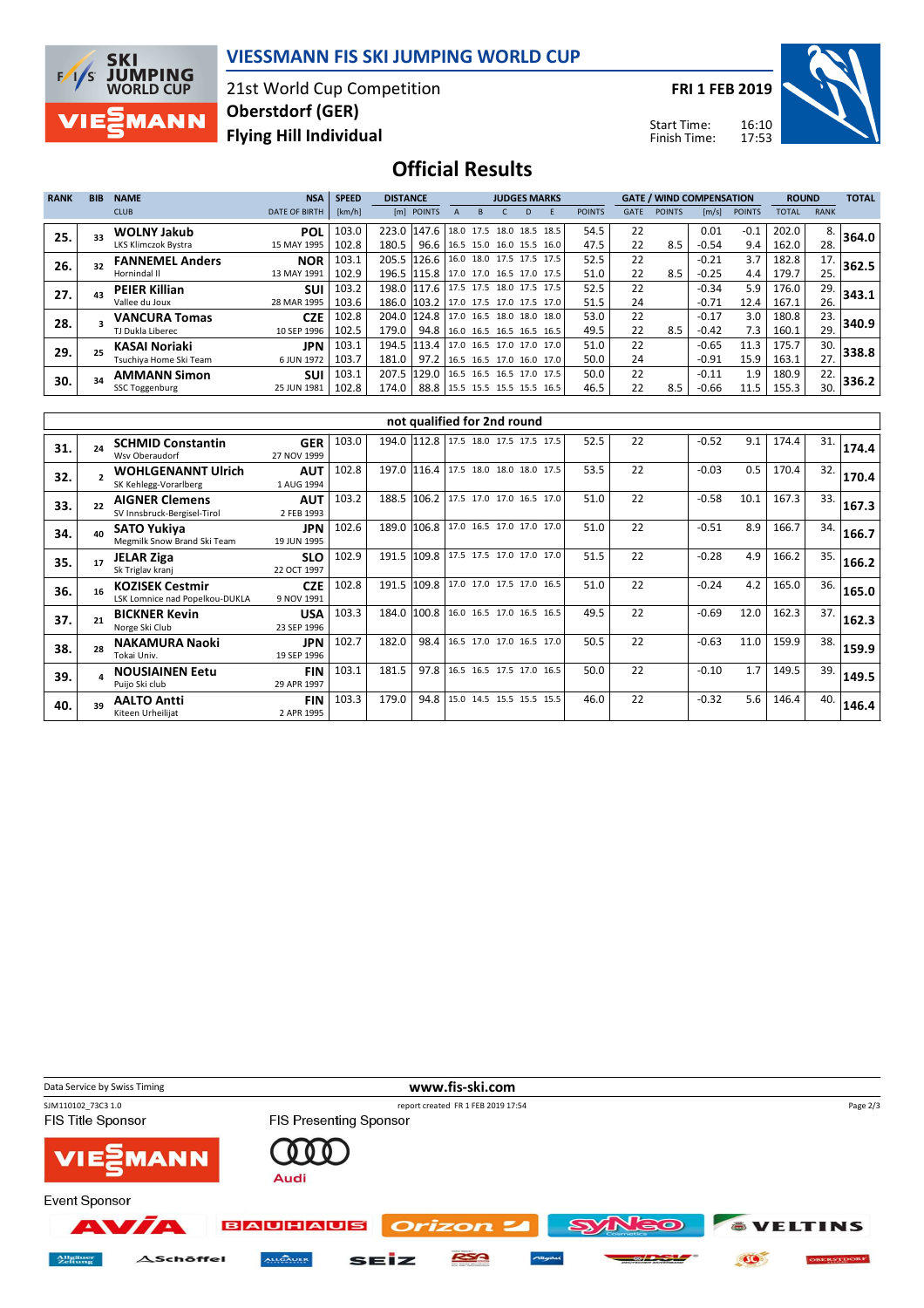# VIESSMANN FIS SKI JUMPING WORLD CUP

21st World Cup Competition
Oberstdorf (GER)
Flying Hill Individual

FRI 1 FEB 2019

Start Time: 16:10
Finish Time: 17:53

## Official Results

| RANK | BIB | NAME / CLUB | NSA / DATE OF BIRTH | SPEED [km/h] | DISTANCE [m] | DISTANCE POINTS | JUDGES A | B | C | D | E | JUDGES POINTS | GATE | GATE POINTS | WIND [m/s] | WIND POINTS | ROUND TOTAL | ROUND RANK | TOTAL |
|---|---|---|---|---|---|---|---|---|---|---|---|---|---|---|---|---|---|---|---|
| 25. | 33 | WOLNY Jakub | POL | 103.0 | 223.0 | 147.6 | 18.0 | 17.5 | 18.0 | 18.5 | 18.5 | 54.5 | 22 | | 0.01 | -0.1 | 202.0 | 8. | 364.0 |
| | | LKS Klimczok Bystra | 15 MAY 1995 | 102.8 | 180.5 | 96.6 | 16.5 | 15.0 | 16.0 | 15.5 | 16.0 | 47.5 | 22 | 8.5 | -0.54 | 9.4 | 162.0 | 28. | |
| 26. | 32 | FANNEMEL Anders | NOR | 103.1 | 205.5 | 126.6 | 16.0 | 18.0 | 17.5 | 17.5 | 17.5 | 52.5 | 22 | | -0.21 | 3.7 | 182.8 | 17. | 362.5 |
| | | Hornindal Il | 13 MAY 1991 | 102.9 | 196.5 | 115.8 | 17.0 | 17.0 | 16.5 | 17.0 | 17.5 | 51.0 | 22 | 8.5 | -0.25 | 4.4 | 179.7 | 25. | |
| 27. | 43 | PEIER Killian | SUI | 103.2 | 198.0 | 117.6 | 17.5 | 17.5 | 18.0 | 17.5 | 17.5 | 52.5 | 22 | | -0.34 | 5.9 | 176.0 | 29. | 343.1 |
| | | Vallee du Joux | 28 MAR 1995 | 103.6 | 186.0 | 103.2 | 17.0 | 17.5 | 17.0 | 17.5 | 17.0 | 51.5 | 24 | | -0.71 | 12.4 | 167.1 | 26. | |
| 28. | 3 | VANCURA Tomas | CZE | 102.8 | 204.0 | 124.8 | 17.0 | 16.5 | 18.0 | 18.0 | 18.0 | 53.0 | 22 | | -0.17 | 3.0 | 180.8 | 23. | 340.9 |
| | | TJ Dukla Liberec | 10 SEP 1996 | 102.5 | 179.0 | 94.8 | 16.0 | 16.5 | 16.5 | 16.5 | 16.5 | 49.5 | 22 | 8.5 | -0.42 | 7.3 | 160.1 | 29. | |
| 29. | 25 | KASAI Noriaki | JPN | 103.1 | 194.5 | 113.4 | 17.0 | 16.5 | 17.0 | 17.0 | 17.0 | 51.0 | 22 | | -0.65 | 11.3 | 175.7 | 30. | 338.8 |
| | | Tsuchiya Home Ski Team | 6 JUN 1972 | 103.7 | 181.0 | 97.2 | 16.5 | 16.5 | 17.0 | 16.0 | 17.0 | 50.0 | 24 | | -0.91 | 15.9 | 163.1 | 27. | |
| 30. | 34 | AMMANN Simon | SUI | 103.1 | 207.5 | 129.0 | 16.5 | 16.5 | 16.5 | 17.0 | 17.5 | 50.0 | 22 | | -0.11 | 1.9 | 180.9 | 22. | 336.2 |
| | | SSC Toggenburg | 25 JUN 1981 | 102.8 | 174.0 | 88.8 | 15.5 | 15.5 | 15.5 | 15.5 | 16.5 | 46.5 | 22 | 8.5 | -0.66 | 11.5 | 155.3 | 30. | |

### not qualified for 2nd round

| RANK | BIB | NAME / CLUB | NSA / DATE OF BIRTH | SPEED [km/h] | DISTANCE [m] | DISTANCE POINTS | JUDGES A | B | C | D | E | JUDGES POINTS | GATE | GATE POINTS | WIND [m/s] | WIND POINTS | ROUND TOTAL | ROUND RANK | TOTAL |
|---|---|---|---|---|---|---|---|---|---|---|---|---|---|---|---|---|---|---|---|
| 31. | 24 | SCHMID Constantin / Wsv Oberaudorf | GER / 27 NOV 1999 | 103.0 | 194.0 | 112.8 | 17.5 | 18.0 | 17.5 | 17.5 | 17.5 | 52.5 | 22 | | -0.52 | 9.1 | 174.4 | 31. | 174.4 |
| 32. | 2 | WOHLGENANNT Ulrich / SK Kehlegg-Vorarlberg | AUT / 1 AUG 1994 | 102.8 | 197.0 | 116.4 | 17.5 | 18.0 | 18.0 | 18.0 | 17.5 | 53.5 | 22 | | -0.03 | 0.5 | 170.4 | 32. | 170.4 |
| 33. | 22 | AIGNER Clemens / SV Innsbruck-Bergisel-Tirol | AUT / 2 FEB 1993 | 103.2 | 188.5 | 106.2 | 17.5 | 17.0 | 17.0 | 16.5 | 17.0 | 51.0 | 22 | | -0.58 | 10.1 | 167.3 | 33. | 167.3 |
| 34. | 40 | SATO Yukiya / Megmilk Snow Brand Ski Team | JPN / 19 JUN 1995 | 102.6 | 189.0 | 106.8 | 17.0 | 16.5 | 17.0 | 17.0 | 17.0 | 51.0 | 22 | | -0.51 | 8.9 | 166.7 | 34. | 166.7 |
| 35. | 17 | JELAR Ziga / Sk Triglav kranj | SLO / 22 OCT 1997 | 102.9 | 191.5 | 109.8 | 17.5 | 17.5 | 17.0 | 17.0 | 17.0 | 51.5 | 22 | | -0.28 | 4.9 | 166.2 | 35. | 166.2 |
| 36. | 16 | KOZISEK Cestmir / LSK Lomnice nad Popelkou-DUKLA | CZE / 9 NOV 1991 | 102.8 | 191.5 | 109.8 | 17.0 | 17.0 | 17.5 | 17.0 | 16.5 | 51.0 | 22 | | -0.24 | 4.2 | 165.0 | 36. | 165.0 |
| 37. | 21 | BICKNER Kevin / Norge Ski Club | USA / 23 SEP 1996 | 103.3 | 184.0 | 100.8 | 16.0 | 16.5 | 17.0 | 16.5 | 16.5 | 49.5 | 22 | | -0.69 | 12.0 | 162.3 | 37. | 162.3 |
| 38. | 28 | NAKAMURA Naoki / Tokai Univ. | JPN / 19 SEP 1996 | 102.7 | 182.0 | 98.4 | 16.5 | 17.0 | 17.0 | 16.5 | 17.0 | 50.5 | 22 | | -0.63 | 11.0 | 159.9 | 38. | 159.9 |
| 39. | 4 | NOUSIAINEN Eetu / Puijo Ski club | FIN / 29 APR 1997 | 103.1 | 181.5 | 97.8 | 16.5 | 16.5 | 17.5 | 17.0 | 16.5 | 50.0 | 22 | | -0.10 | 1.7 | 149.5 | 39. | 149.5 |
| 40. | 39 | AALTO Antti / Kiteen Urheilijat | FIN / 2 APR 1995 | 103.3 | 179.0 | 94.8 | 15.0 | 14.5 | 15.5 | 15.5 | 15.5 | 46.0 | 22 | | -0.32 | 5.6 | 146.4 | 40. | 146.4 |

Data Service by Swiss Timing — www.fis-ski.com

SJM110102_73C3 1.0 — report created FR 1 FEB 2019 17:54

FIS Title Sponsor: VIESSMANN — FIS Presenting Sponsor: Audi

Event Sponsor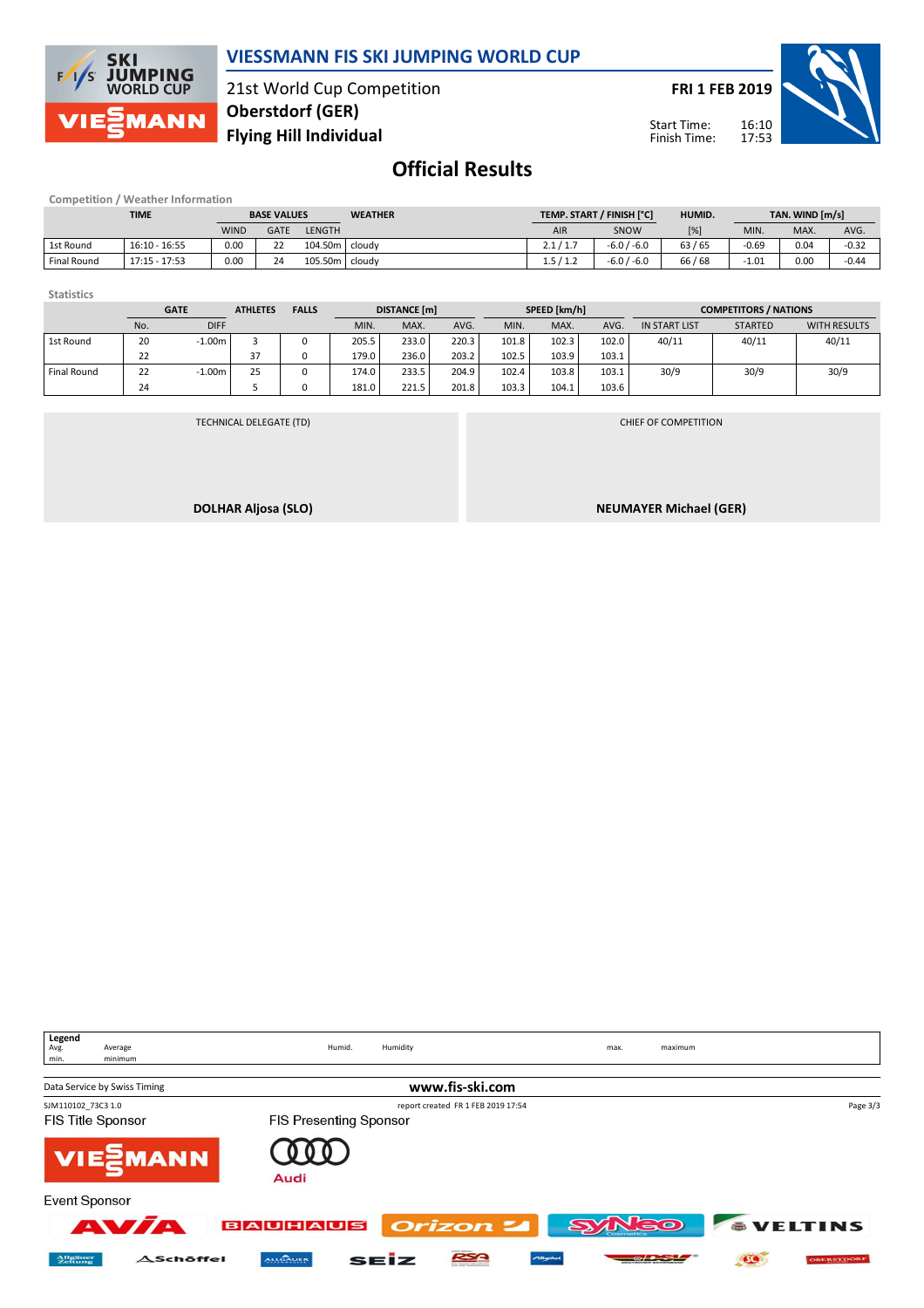# VIESSMANN FIS SKI JUMPING WORLD CUP

21st World Cup Competition
**Oberstdorf (GER)**
**Flying Hill Individual**

**FRI 1 FEB 2019**

Start Time: 16:10
Finish Time: 17:53

## Official Results

### Competition / Weather Information

| TIME | | BASE VALUES | | | WEATHER | TEMP. START / FINISH [°C] | | HUMID. | TAN. WIND [m/s] | | |
|---|---|---|---|---|---|---|---|---|---|---|---|
| | | WIND | GATE | LENGTH | | AIR | SNOW | [%] | MIN. | MAX. | AVG. |
| 1st Round | 16:10 - 16:55 | 0.00 | 22 | 104.50m | cloudy | 2.1 / 1.7 | -6.0 / -6.0 | 63 / 65 | -0.69 | 0.04 | -0.32 |
| Final Round | 17:15 - 17:53 | 0.00 | 24 | 105.50m | cloudy | 1.5 / 1.2 | -6.0 / -6.0 | 66 / 68 | -1.01 | 0.00 | -0.44 |

### Statistics

| | GATE | | ATHLETES | FALLS | DISTANCE [m] | | | SPEED [km/h] | | | COMPETITORS / NATIONS | | |
|---|---|---|---|---|---|---|---|---|---|---|---|---|---|
| | No. | DIFF | | | MIN. | MAX. | AVG. | MIN. | MAX. | AVG. | IN START LIST | STARTED | WITH RESULTS |
| 1st Round | 20 | -1.00m | 3 | 0 | 205.5 | 233.0 | 220.3 | 101.8 | 102.3 | 102.0 | 40/11 | 40/11 | 40/11 |
| | 22 | | 37 | 0 | 179.0 | 236.0 | 203.2 | 102.5 | 103.9 | 103.1 | | | |
| Final Round | 22 | -1.00m | 25 | 0 | 174.0 | 233.5 | 204.9 | 102.4 | 103.8 | 103.1 | 30/9 | 30/9 | 30/9 |
| | 24 | | 5 | 0 | 181.0 | 221.5 | 201.8 | 103.3 | 104.1 | 103.6 | | | |

| TECHNICAL DELEGATE (TD) | CHIEF OF COMPETITION |
|---|---|
| **DOLHAR Aljosa (SLO)** | **NEUMAYER Michael (GER)** |

**Legend**

| | | | | | |
|---|---|---|---|---|---|
| Avg. | Average | Humid. | Humidity | max. | maximum |
| min. | minimum | | | | |

Data Service by Swiss Timing — www.fis-ski.com

SJM110102_73C3 1.0 — report created FR 1 FEB 2019 17:54

FIS Title Sponsor — FIS Presenting Sponsor

Event Sponsor